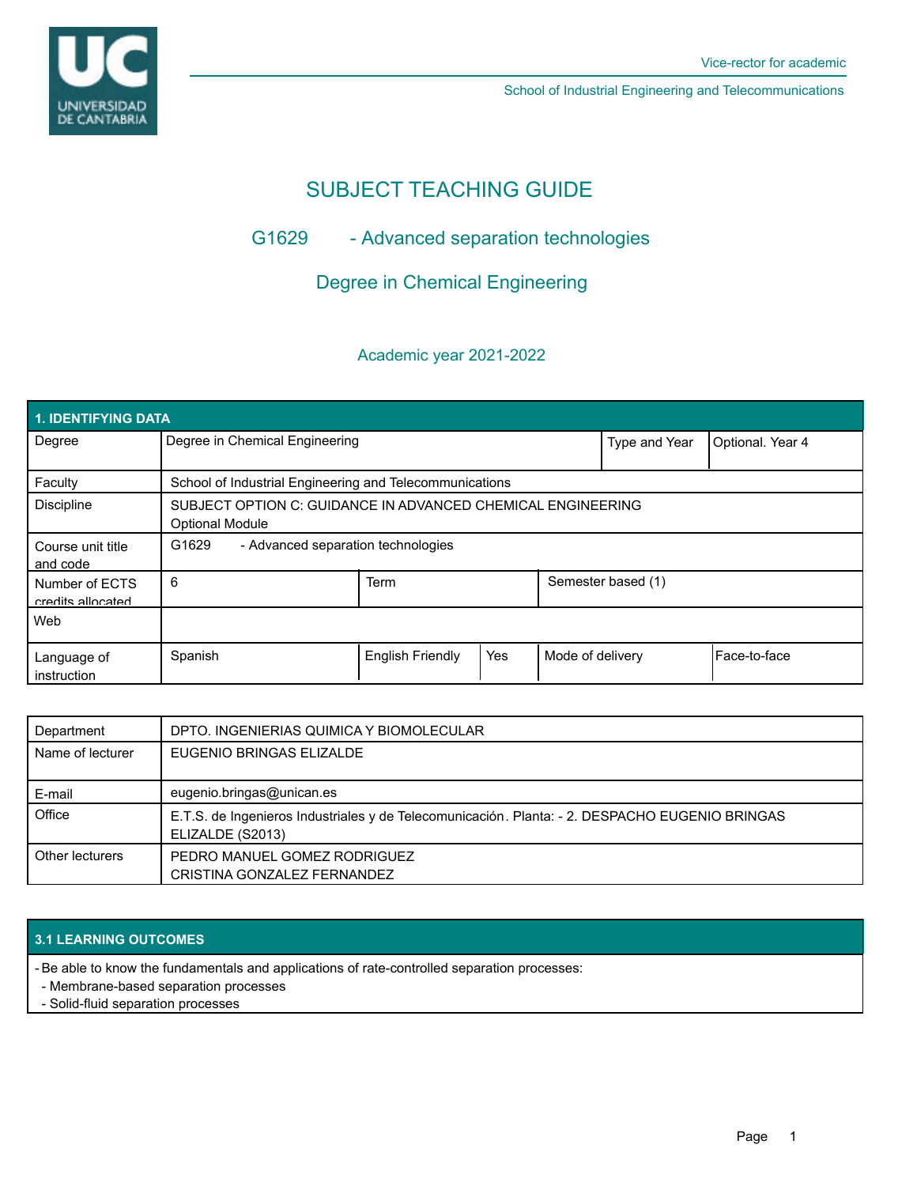# SUBJECT TEACHING GUIDE

## G1629 - Advanced separation technologies

## Degree in Chemical Engineering

### Academic year 2021-2022

| 1. IDENTIFYING DATA | | | | | |
|---|---|---|---|---|---|
| Degree | Degree in Chemical Engineering | | | Type and Year | Optional. Year 4 |
| Faculty | School of Industrial Engineering and Telecommunications | | | | |
| Discipline | SUBJECT OPTION C: GUIDANCE IN ADVANCED CHEMICAL ENGINEERING<br>Optional Module | | | | |
| Course unit title and code | G1629 - Advanced separation technologies | | | | |
| Number of ECTS credits allocated | 6 | Term | Semester based (1) | | |
| Web | | | | | |
| Language of instruction | Spanish | English Friendly | Yes | Mode of delivery | Face-to-face |

| | |
|---|---|
| Department | DPTO. INGENIERIAS QUIMICA Y BIOMOLECULAR |
| Name of lecturer | EUGENIO BRINGAS ELIZALDE |
| E-mail | eugenio.bringas@unican.es |
| Office | E.T.S. de Ingenieros Industriales y de Telecomunicación. Planta: - 2. DESPACHO EUGENIO BRINGAS ELIZALDE (S2013) |
| Other lecturers | PEDRO MANUEL GOMEZ RODRIGUEZ<br>CRISTINA GONZALEZ FERNANDEZ |

## 3.1 LEARNING OUTCOMES

- Be able to know the fundamentals and applications of rate-controlled separation processes:
  - Membrane-based separation processes
  - Solid-fluid separation processes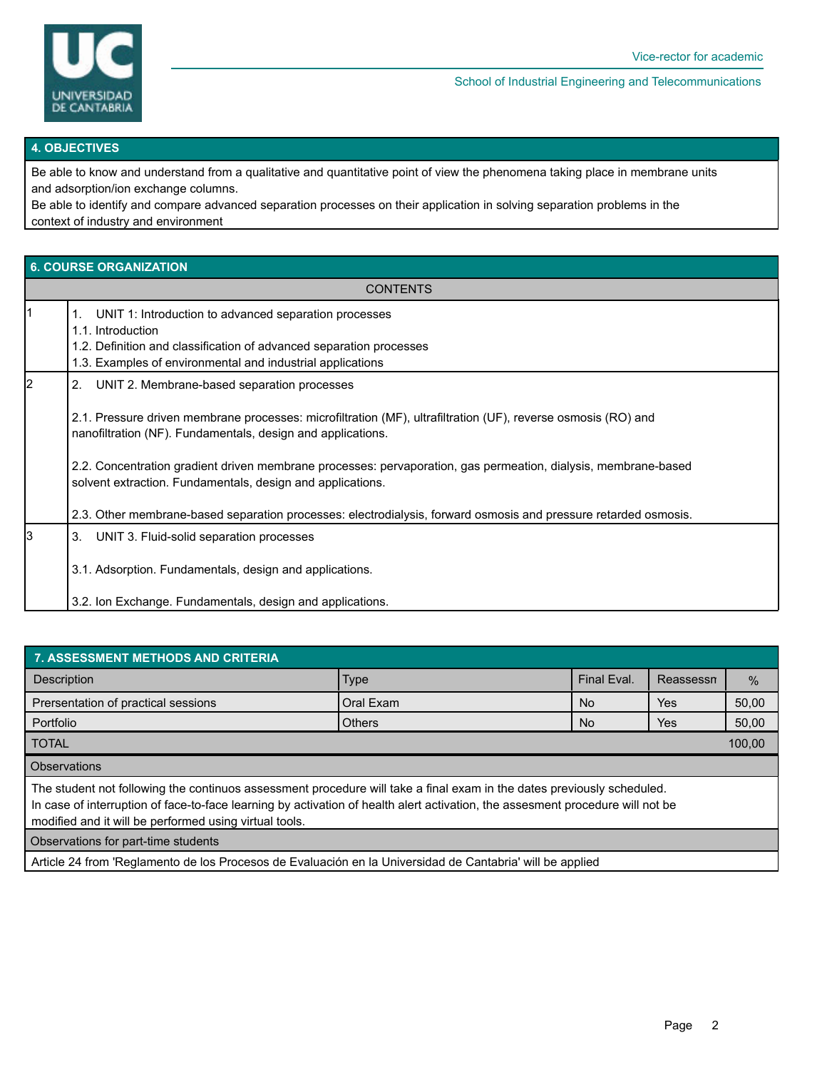## 4. OBJECTIVES

Be able to know and understand from a qualitative and quantitative point of view the phenomena taking place in membrane units and adsorption/ion exchange columns.
Be able to identify and compare advanced separation processes on their application in solving separation problems in the context of industry and environment

## 6. COURSE ORGANIZATION

| | CONTENTS |
|---|---|
| 1 | 1. UNIT 1: Introduction to advanced separation processes<br>1.1. Introduction<br>1.2. Definition and classification of advanced separation processes<br>1.3. Examples of environmental and industrial applications |
| 2 | 2. UNIT 2. Membrane-based separation processes<br><br>2.1. Pressure driven membrane processes: microfiltration (MF), ultrafiltration (UF), reverse osmosis (RO) and nanofiltration (NF). Fundamentals, design and applications.<br><br>2.2. Concentration gradient driven membrane processes: pervaporation, gas permeation, dialysis, membrane-based solvent extraction. Fundamentals, design and applications.<br><br>2.3. Other membrane-based separation processes: electrodialysis, forward osmosis and pressure retarded osmosis. |
| 3 | 3. UNIT 3. Fluid-solid separation processes<br><br>3.1. Adsorption. Fundamentals, design and applications.<br><br>3.2. Ion Exchange. Fundamentals, design and applications. |

## 7. ASSESSMENT METHODS AND CRITERIA

| Description | Type | Final Eval. | Reassessn | % |
|---|---|---|---|---|
| Prersentation of practical sessions | Oral Exam | No | Yes | 50,00 |
| Portfolio | Others | No | Yes | 50,00 |
| TOTAL | | | | 100,00 |

**Observations**

The student not following the continuos assessment procedure will take a final exam in the dates previously scheduled.
In case of interruption of face-to-face learning by activation of health alert activation, the assesment procedure will not be modified and it will be performed using virtual tools.

**Observations for part-time students**

Article 24 from 'Reglamento de los Procesos de Evaluación en la Universidad de Cantabria' will be applied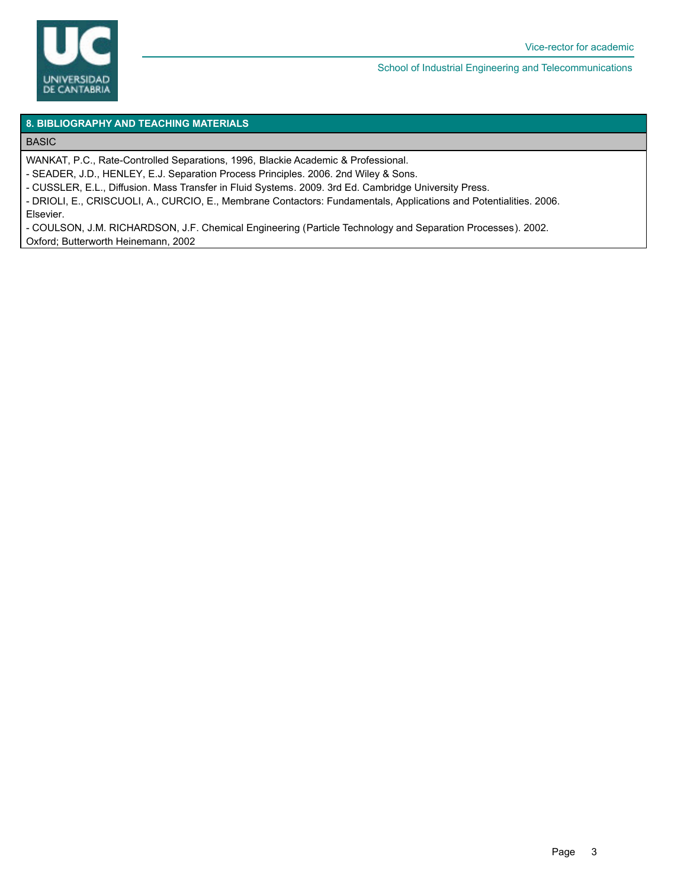## 8. BIBLIOGRAPHY AND TEACHING MATERIALS

### BASIC

WANKAT, P.C., Rate-Controlled Separations, 1996, Blackie Academic & Professional.

- SEADER, J.D., HENLEY, E.J. Separation Process Principles. 2006. 2nd Wiley & Sons.
- CUSSLER, E.L., Diffusion. Mass Transfer in Fluid Systems. 2009. 3rd Ed. Cambridge University Press.
- DRIOLI, E., CRISCUOLI, A., CURCIO, E., Membrane Contactors: Fundamentals, Applications and Potentialities. 2006. Elsevier.
- COULSON, J.M. RICHARDSON, J.F. Chemical Engineering (Particle Technology and Separation Processes). 2002. Oxford; Butterworth Heinemann, 2002